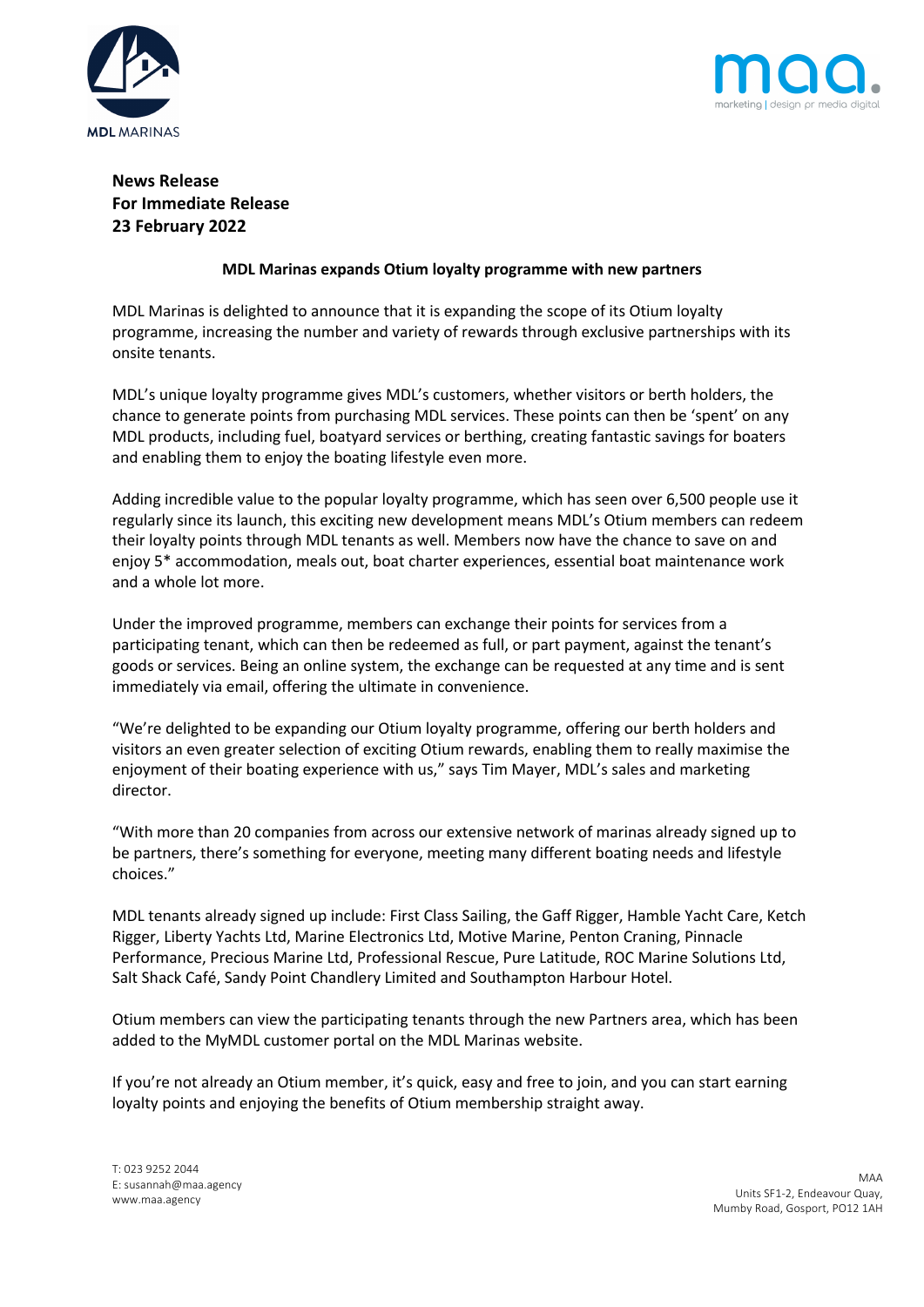**News Release**
**For Immediate Release**
**23 February 2022**

## MDL Marinas expands Otium loyalty programme with new partners

MDL Marinas is delighted to announce that it is expanding the scope of its Otium loyalty programme, increasing the number and variety of rewards through exclusive partnerships with its onsite tenants.

MDL's unique loyalty programme gives MDL's customers, whether visitors or berth holders, the chance to generate points from purchasing MDL services. These points can then be 'spent' on any MDL products, including fuel, boatyard services or berthing, creating fantastic savings for boaters and enabling them to enjoy the boating lifestyle even more.

Adding incredible value to the popular loyalty programme, which has seen over 6,500 people use it regularly since its launch, this exciting new development means MDL's Otium members can redeem their loyalty points through MDL tenants as well. Members now have the chance to save on and enjoy 5* accommodation, meals out, boat charter experiences, essential boat maintenance work and a whole lot more.

Under the improved programme, members can exchange their points for services from a participating tenant, which can then be redeemed as full, or part payment, against the tenant's goods or services. Being an online system, the exchange can be requested at any time and is sent immediately via email, offering the ultimate in convenience.

"We're delighted to be expanding our Otium loyalty programme, offering our berth holders and visitors an even greater selection of exciting Otium rewards, enabling them to really maximise the enjoyment of their boating experience with us," says Tim Mayer, MDL's sales and marketing director.

"With more than 20 companies from across our extensive network of marinas already signed up to be partners, there's something for everyone, meeting many different boating needs and lifestyle choices."

MDL tenants already signed up include: First Class Sailing, the Gaff Rigger, Hamble Yacht Care, Ketch Rigger, Liberty Yachts Ltd, Marine Electronics Ltd, Motive Marine, Penton Craning, Pinnacle Performance, Precious Marine Ltd, Professional Rescue, Pure Latitude, ROC Marine Solutions Ltd, Salt Shack Café, Sandy Point Chandlery Limited and Southampton Harbour Hotel.

Otium members can view the participating tenants through the new Partners area, which has been added to the MyMDL customer portal on the MDL Marinas website.

If you're not already an Otium member, it's quick, easy and free to join, and you can start earning loyalty points and enjoying the benefits of Otium membership straight away.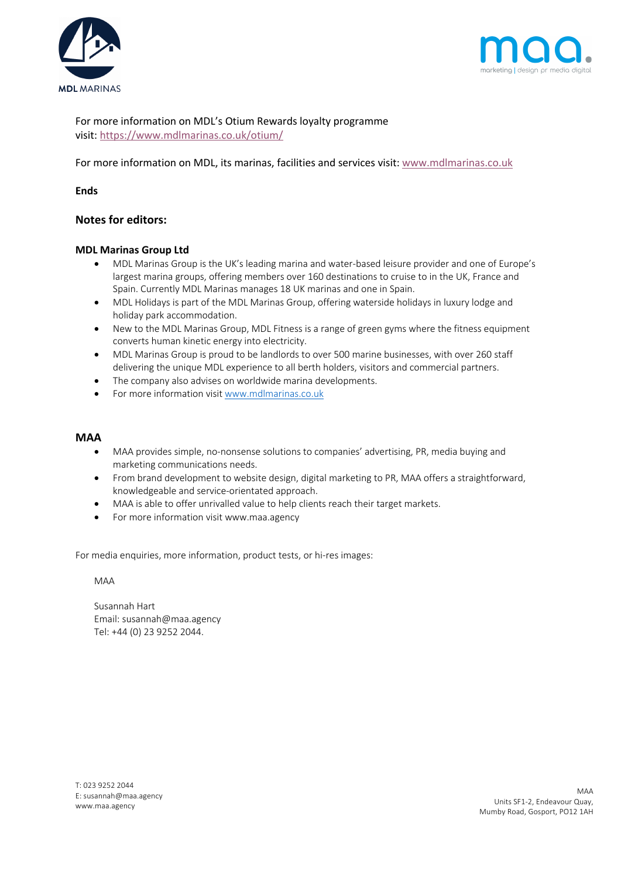For more information on MDL's Otium Rewards loyalty programme visit: https://www.mdlmarinas.co.uk/otium/

For more information on MDL, its marinas, facilities and services visit: www.mdlmarinas.co.uk

**Ends**

## Notes for editors:

### MDL Marinas Group Ltd

- MDL Marinas Group is the UK's leading marina and water-based leisure provider and one of Europe's largest marina groups, offering members over 160 destinations to cruise to in the UK, France and Spain. Currently MDL Marinas manages 18 UK marinas and one in Spain.
- MDL Holidays is part of the MDL Marinas Group, offering waterside holidays in luxury lodge and holiday park accommodation.
- New to the MDL Marinas Group, MDL Fitness is a range of green gyms where the fitness equipment converts human kinetic energy into electricity.
- MDL Marinas Group is proud to be landlords to over 500 marine businesses, with over 260 staff delivering the unique MDL experience to all berth holders, visitors and commercial partners.
- The company also advises on worldwide marina developments.
- For more information visit www.mdlmarinas.co.uk

## MAA

- MAA provides simple, no-nonsense solutions to companies' advertising, PR, media buying and marketing communications needs.
- From brand development to website design, digital marketing to PR, MAA offers a straightforward, knowledgeable and service-orientated approach.
- MAA is able to offer unrivalled value to help clients reach their target markets.
- For more information visit www.maa.agency

For media enquiries, more information, product tests, or hi-res images:

MAA

Susannah Hart
Email: susannah@maa.agency
Tel: +44 (0) 23 9252 2044.